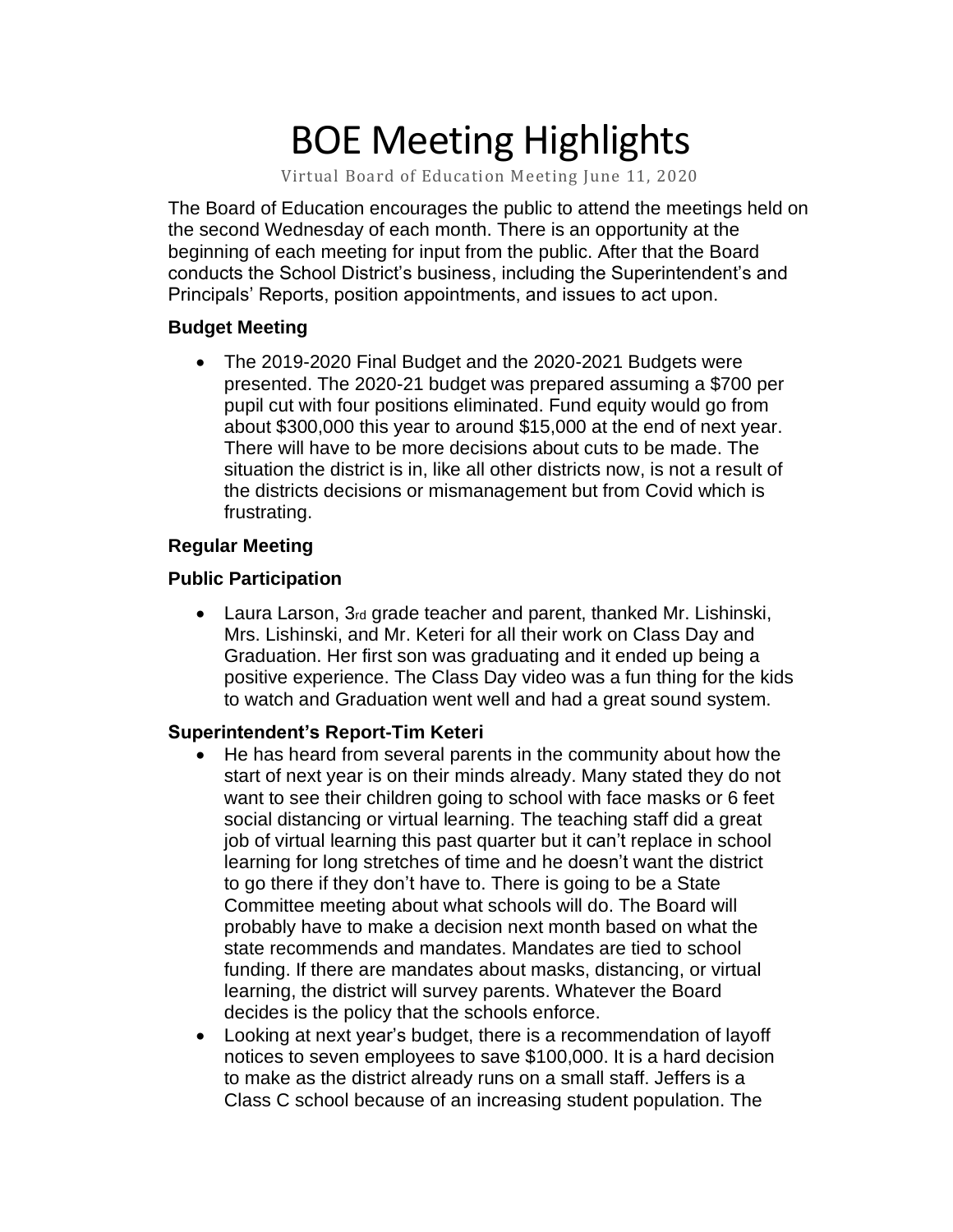# BOE Meeting Highlights

Virtual Board of Education Meeting June 11, 2020

The Board of Education encourages the public to attend the meetings held on the second Wednesday of each month. There is an opportunity at the beginning of each meeting for input from the public. After that the Board conducts the School District's business, including the Superintendent's and Principals' Reports, position appointments, and issues to act upon.

**Budget Meeting**

- The 2019-2020 Final Budget and the 2020-2021 Budgets were presented. The 2020-21 budget was prepared assuming a $700 per pupil cut with four positions eliminated. Fund equity would go from about $300,000 this year to around $15,000 at the end of next year. There will have to be more decisions about cuts to be made. The situation the district is in, like all other districts now, is not a result of the districts decisions or mismanagement but from Covid which is frustrating.

**Regular Meeting**

**Public Participation**

- Laura Larson, 3rd grade teacher and parent, thanked Mr. Lishinski, Mrs. Lishinski, and Mr. Keteri for all their work on Class Day and Graduation. Her first son was graduating and it ended up being a positive experience. The Class Day video was a fun thing for the kids to watch and Graduation went well and had a great sound system.

**Superintendent's Report-Tim Keteri**

- He has heard from several parents in the community about how the start of next year is on their minds already. Many stated they do not want to see their children going to school with face masks or 6 feet social distancing or virtual learning. The teaching staff did a great job of virtual learning this past quarter but it can't replace in school learning for long stretches of time and he doesn't want the district to go there if they don't have to. There is going to be a State Committee meeting about what schools will do. The Board will probably have to make a decision next month based on what the state recommends and mandates. Mandates are tied to school funding. If there are mandates about masks, distancing, or virtual learning, the district will survey parents. Whatever the Board decides is the policy that the schools enforce.
- Looking at next year's budget, there is a recommendation of layoff notices to seven employees to save $100,000. It is a hard decision to make as the district already runs on a small staff. Jeffers is a Class C school because of an increasing student population. The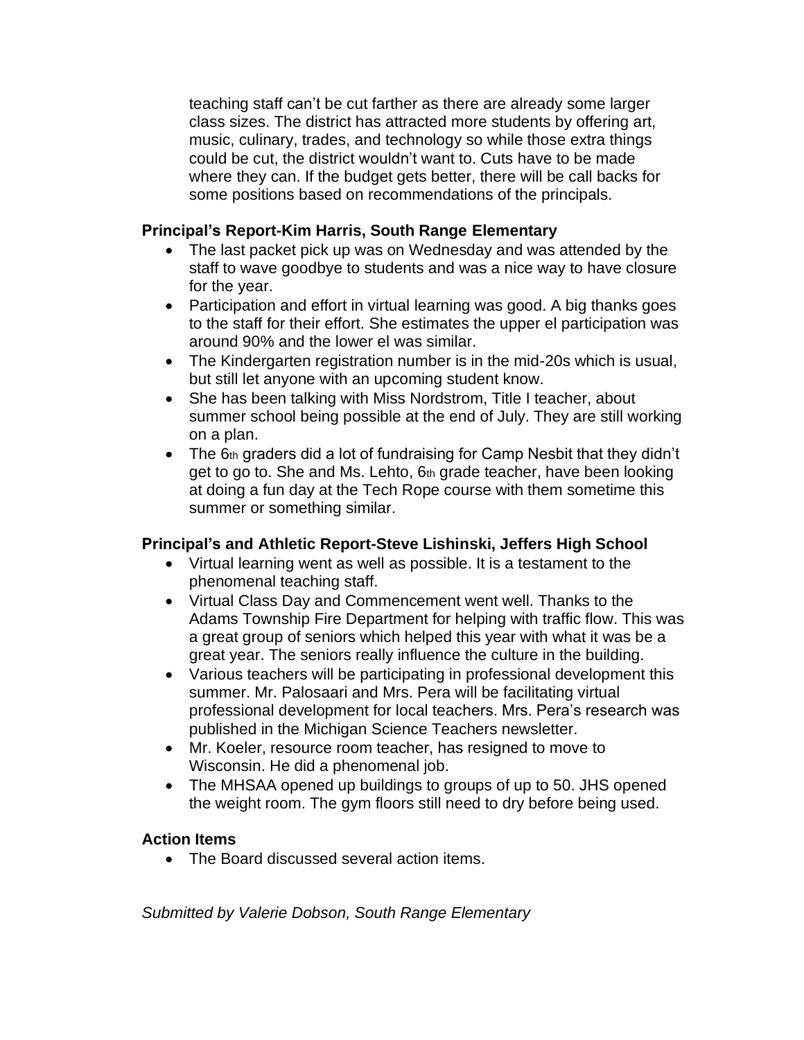teaching staff can't be cut farther as there are already some larger class sizes. The district has attracted more students by offering art, music, culinary, trades, and technology so while those extra things could be cut, the district wouldn't want to. Cuts have to be made where they can. If the budget gets better, there will be call backs for some positions based on recommendations of the principals.

**Principal's Report-Kim Harris, South Range Elementary**

- The last packet pick up was on Wednesday and was attended by the staff to wave goodbye to students and was a nice way to have closure for the year.
- Participation and effort in virtual learning was good. A big thanks goes to the staff for their effort. She estimates the upper el participation was around 90% and the lower el was similar.
- The Kindergarten registration number is in the mid-20s which is usual, but still let anyone with an upcoming student know.
- She has been talking with Miss Nordstrom, Title I teacher, about summer school being possible at the end of July. They are still working on a plan.
- The 6th graders did a lot of fundraising for Camp Nesbit that they didn't get to go to. She and Ms. Lehto, 6th grade teacher, have been looking at doing a fun day at the Tech Rope course with them sometime this summer or something similar.

**Principal's and Athletic Report-Steve Lishinski, Jeffers High School**

- Virtual learning went as well as possible. It is a testament to the phenomenal teaching staff.
- Virtual Class Day and Commencement went well. Thanks to the Adams Township Fire Department for helping with traffic flow. This was a great group of seniors which helped this year with what it was be a great year. The seniors really influence the culture in the building.
- Various teachers will be participating in professional development this summer. Mr. Palosaari and Mrs. Pera will be facilitating virtual professional development for local teachers. Mrs. Pera's research was published in the Michigan Science Teachers newsletter.
- Mr. Koeler, resource room teacher, has resigned to move to Wisconsin. He did a phenomenal job.
- The MHSAA opened up buildings to groups of up to 50. JHS opened the weight room. The gym floors still need to dry before being used.

**Action Items**

- The Board discussed several action items.

*Submitted by Valerie Dobson, South Range Elementary*